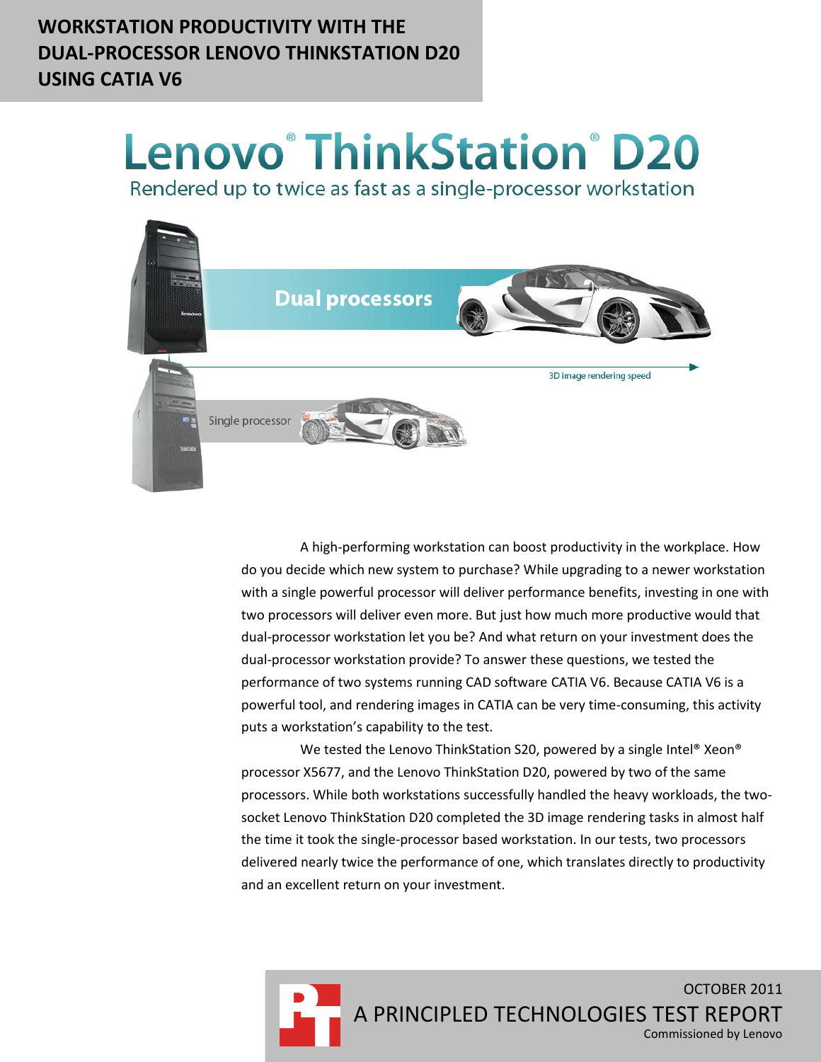# WORKSTATION PRODUCTIVITY WITH THE DUAL-PROCESSOR LENOVO THINKSTATION D20 USING CATIA V6

## Lenovo® ThinkStation® D20

Rendered up to twice as fast as a single-processor workstation

Dual processors

3D image rendering speed

Single processor

A high-performing workstation can boost productivity in the workplace. How do you decide which new system to purchase? While upgrading to a newer workstation with a single powerful processor will deliver performance benefits, investing in one with two processors will deliver even more. But just how much more productive would that dual-processor workstation let you be? And what return on your investment does the dual-processor workstation provide? To answer these questions, we tested the performance of two systems running CAD software CATIA V6. Because CATIA V6 is a powerful tool, and rendering images in CATIA can be very time-consuming, this activity puts a workstation's capability to the test.

We tested the Lenovo ThinkStation S20, powered by a single Intel® Xeon® processor X5677, and the Lenovo ThinkStation D20, powered by two of the same processors. While both workstations successfully handled the heavy workloads, the two-socket Lenovo ThinkStation D20 completed the 3D image rendering tasks in almost half the time it took the single-processor based workstation. In our tests, two processors delivered nearly twice the performance of one, which translates directly to productivity and an excellent return on your investment.

OCTOBER 2011

A PRINCIPLED TECHNOLOGIES TEST REPORT

Commissioned by Lenovo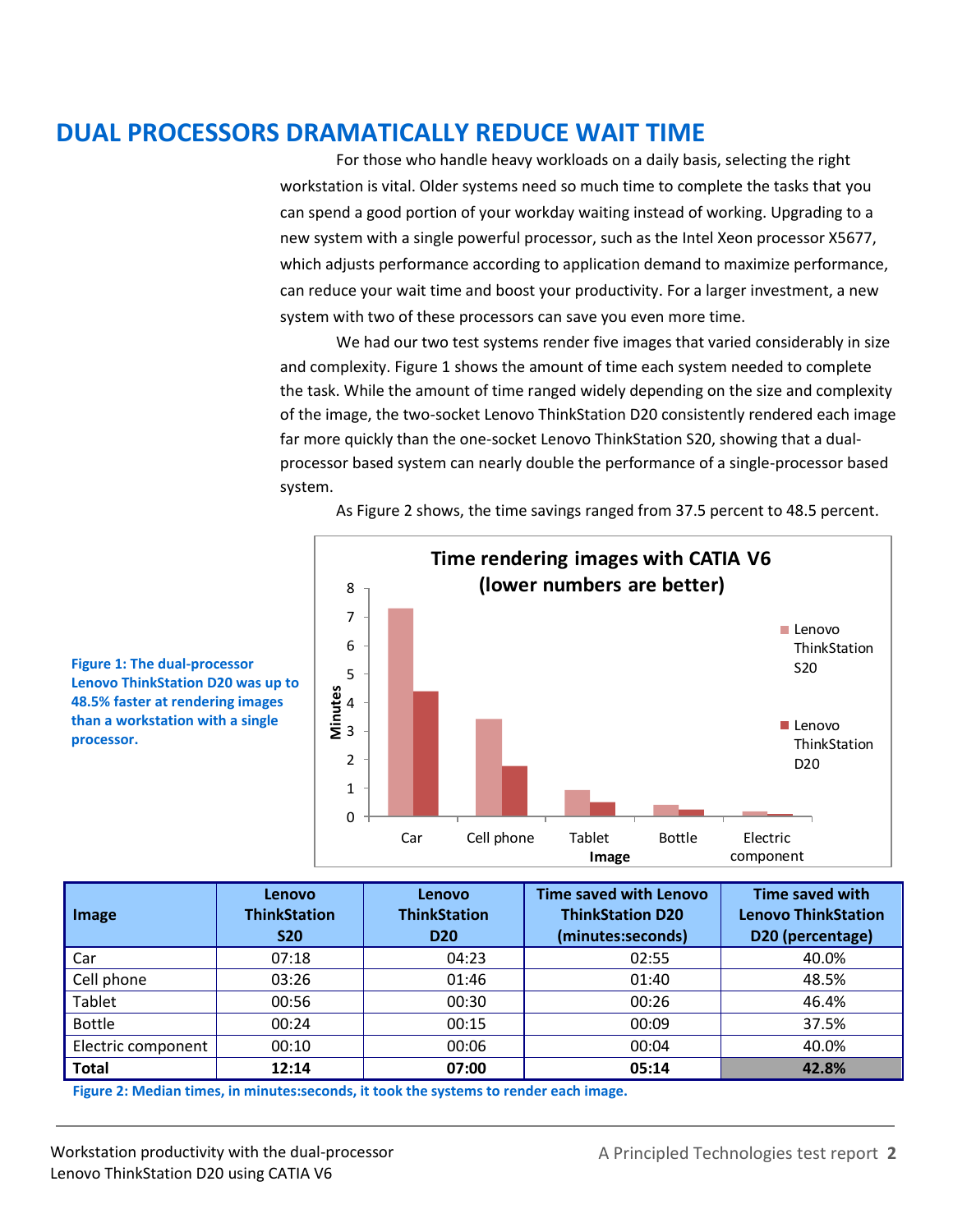# DUAL PROCESSORS DRAMATICALLY REDUCE WAIT TIME

For those who handle heavy workloads on a daily basis, selecting the right workstation is vital. Older systems need so much time to complete the tasks that you can spend a good portion of your workday waiting instead of working. Upgrading to a new system with a single powerful processor, such as the Intel Xeon processor X5677, which adjusts performance according to application demand to maximize performance, can reduce your wait time and boost your productivity. For a larger investment, a new system with two of these processors can save you even more time.

We had our two test systems render five images that varied considerably in size and complexity. Figure 1 shows the amount of time each system needed to complete the task. While the amount of time ranged widely depending on the size and complexity of the image, the two-socket Lenovo ThinkStation D20 consistently rendered each image far more quickly than the one-socket Lenovo ThinkStation S20, showing that a dual-processor based system can nearly double the performance of a single-processor based system.

As Figure 2 shows, the time savings ranged from 37.5 percent to 48.5 percent.

**Time rendering images with CATIA V6 (lower numbers are better)**

Y-axis: Minutes (0–8). X-axis: Image (Car, Cell phone, Tablet, Bottle, Electric component). Series: Lenovo ThinkStation S20, Lenovo ThinkStation D20.

**Figure 1: The dual-processor Lenovo ThinkStation D20 was up to 48.5% faster at rendering images than a workstation with a single processor.**

| Image | Lenovo ThinkStation S20 | Lenovo ThinkStation D20 | Time saved with Lenovo ThinkStation D20 (minutes:seconds) | Time saved with Lenovo ThinkStation D20 (percentage) |
|---|---|---|---|---|
| Car | 07:18 | 04:23 | 02:55 | 40.0% |
| Cell phone | 03:26 | 01:46 | 01:40 | 48.5% |
| Tablet | 00:56 | 00:30 | 00:26 | 46.4% |
| Bottle | 00:24 | 00:15 | 00:09 | 37.5% |
| Electric component | 00:10 | 00:06 | 00:04 | 40.0% |
| **Total** | **12:14** | **07:00** | **05:14** | **42.8%** |

**Figure 2: Median times, in minutes:seconds, it took the systems to render each image.**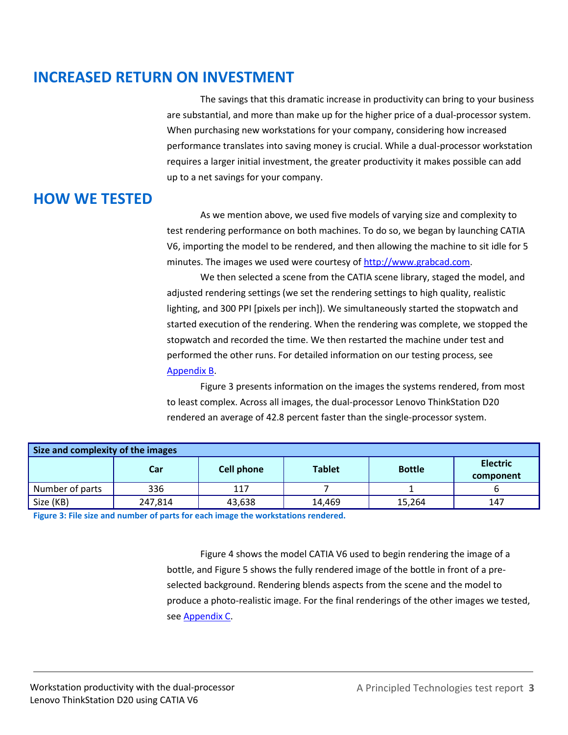## INCREASED RETURN ON INVESTMENT

The savings that this dramatic increase in productivity can bring to your business are substantial, and more than make up for the higher price of a dual-processor system. When purchasing new workstations for your company, considering how increased performance translates into saving money is crucial. While a dual-processor workstation requires a larger initial investment, the greater productivity it makes possible can add up to a net savings for your company.

## HOW WE TESTED

As we mention above, we used five models of varying size and complexity to test rendering performance on both machines. To do so, we began by launching CATIA V6, importing the model to be rendered, and then allowing the machine to sit idle for 5 minutes. The images we used were courtesy of http://www.grabcad.com.

We then selected a scene from the CATIA scene library, staged the model, and adjusted rendering settings (we set the rendering settings to high quality, realistic lighting, and 300 PPI [pixels per inch]). We simultaneously started the stopwatch and started execution of the rendering. When the rendering was complete, we stopped the stopwatch and recorded the time. We then restarted the machine under test and performed the other runs. For detailed information on our testing process, see Appendix B.

Figure 3 presents information on the images the systems rendered, from most to least complex. Across all images, the dual-processor Lenovo ThinkStation D20 rendered an average of 42.8 percent faster than the single-processor system.

| Size and complexity of the images | | | | | |
|---|---|---|---|---|---|
| | **Car** | **Cell phone** | **Tablet** | **Bottle** | **Electric component** |
| Number of parts | 336 | 117 | 7 | 1 | 6 |
| Size (KB) | 247,814 | 43,638 | 14,469 | 15,264 | 147 |

**Figure 3: File size and number of parts for each image the workstations rendered.**

Figure 4 shows the model CATIA V6 used to begin rendering the image of a bottle, and Figure 5 shows the fully rendered image of the bottle in front of a pre-selected background. Rendering blends aspects from the scene and the model to produce a photo-realistic image. For the final renderings of the other images we tested, see Appendix C.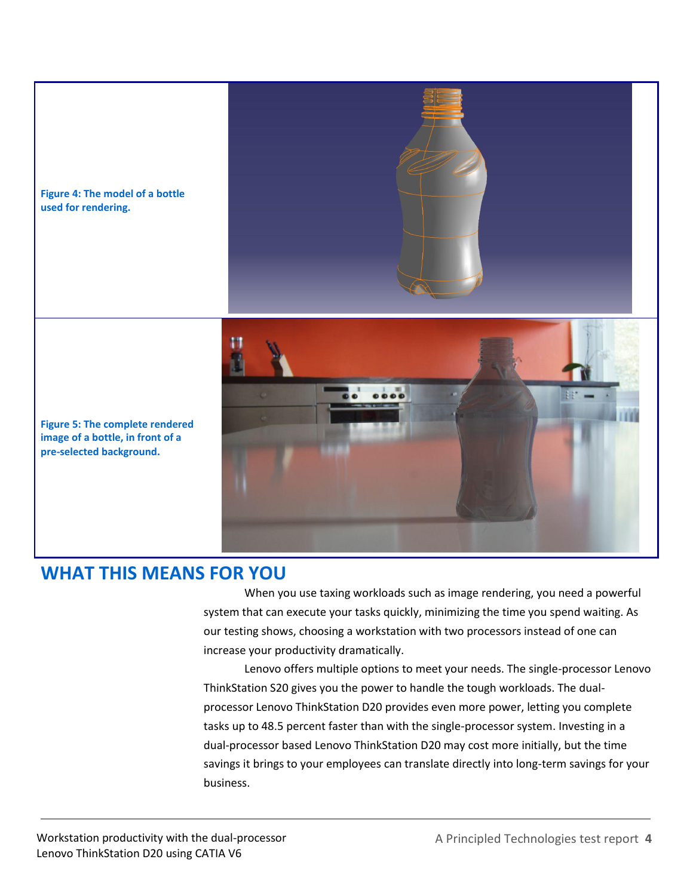Figure 4: The model of a bottle used for rendering.

Figure 5: The complete rendered image of a bottle, in front of a pre-selected background.

## WHAT THIS MEANS FOR YOU

When you use taxing workloads such as image rendering, you need a powerful system that can execute your tasks quickly, minimizing the time you spend waiting. As our testing shows, choosing a workstation with two processors instead of one can increase your productivity dramatically.

Lenovo offers multiple options to meet your needs. The single-processor Lenovo ThinkStation S20 gives you the power to handle the tough workloads. The dual-processor Lenovo ThinkStation D20 provides even more power, letting you complete tasks up to 48.5 percent faster than with the single-processor system. Investing in a dual-processor based Lenovo ThinkStation D20 may cost more initially, but the time savings it brings to your employees can translate directly into long-term savings for your business.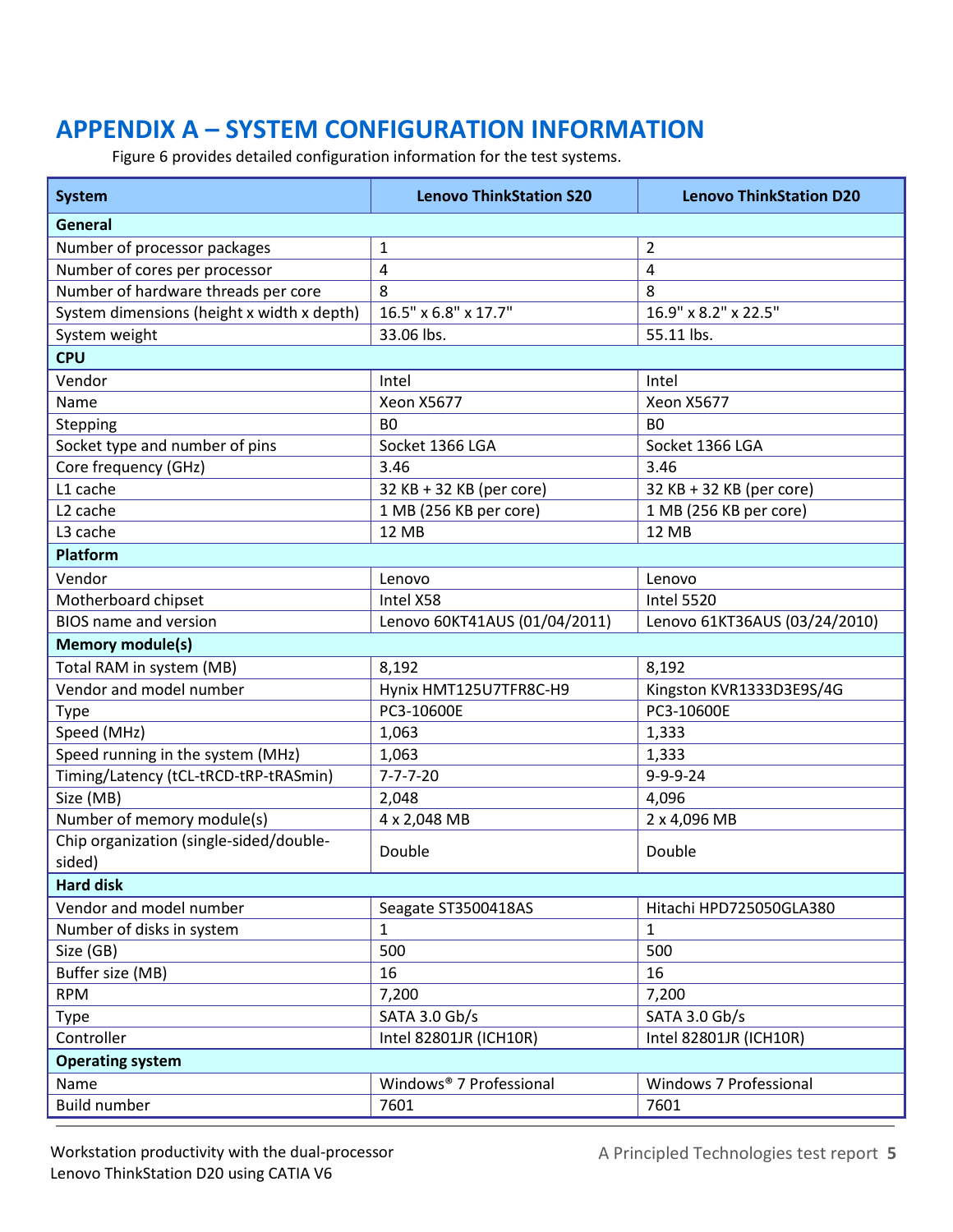# APPENDIX A – SYSTEM CONFIGURATION INFORMATION

Figure 6 provides detailed configuration information for the test systems.

| System | Lenovo ThinkStation S20 | Lenovo ThinkStation D20 |
|---|---|---|
| **General** | | |
| Number of processor packages | 1 | 2 |
| Number of cores per processor | 4 | 4 |
| Number of hardware threads per core | 8 | 8 |
| System dimensions (height x width x depth) | 16.5" x 6.8" x 17.7" | 16.9" x 8.2" x 22.5" |
| System weight | 33.06 lbs. | 55.11 lbs. |
| **CPU** | | |
| Vendor | Intel | Intel |
| Name | Xeon X5677 | Xeon X5677 |
| Stepping | B0 | B0 |
| Socket type and number of pins | Socket 1366 LGA | Socket 1366 LGA |
| Core frequency (GHz) | 3.46 | 3.46 |
| L1 cache | 32 KB + 32 KB (per core) | 32 KB + 32 KB (per core) |
| L2 cache | 1 MB (256 KB per core) | 1 MB (256 KB per core) |
| L3 cache | 12 MB | 12 MB |
| **Platform** | | |
| Vendor | Lenovo | Lenovo |
| Motherboard chipset | Intel X58 | Intel 5520 |
| BIOS name and version | Lenovo 60KT41AUS (01/04/2011) | Lenovo 61KT36AUS (03/24/2010) |
| **Memory module(s)** | | |
| Total RAM in system (MB) | 8,192 | 8,192 |
| Vendor and model number | Hynix HMT125U7TFR8C-H9 | Kingston KVR1333D3E9S/4G |
| Type | PC3-10600E | PC3-10600E |
| Speed (MHz) | 1,063 | 1,333 |
| Speed running in the system (MHz) | 1,063 | 1,333 |
| Timing/Latency (tCL-tRCD-tRP-tRASmin) | 7-7-7-20 | 9-9-9-24 |
| Size (MB) | 2,048 | 4,096 |
| Number of memory module(s) | 4 x 2,048 MB | 2 x 4,096 MB |
| Chip organization (single-sided/double-sided) | Double | Double |
| **Hard disk** | | |
| Vendor and model number | Seagate ST3500418AS | Hitachi HPD725050GLA380 |
| Number of disks in system | 1 | 1 |
| Size (GB) | 500 | 500 |
| Buffer size (MB) | 16 | 16 |
| RPM | 7,200 | 7,200 |
| Type | SATA 3.0 Gb/s | SATA 3.0 Gb/s |
| Controller | Intel 82801JR (ICH10R) | Intel 82801JR (ICH10R) |
| **Operating system** | | |
| Name | Windows® 7 Professional | Windows 7 Professional |
| Build number | 7601 | 7601 |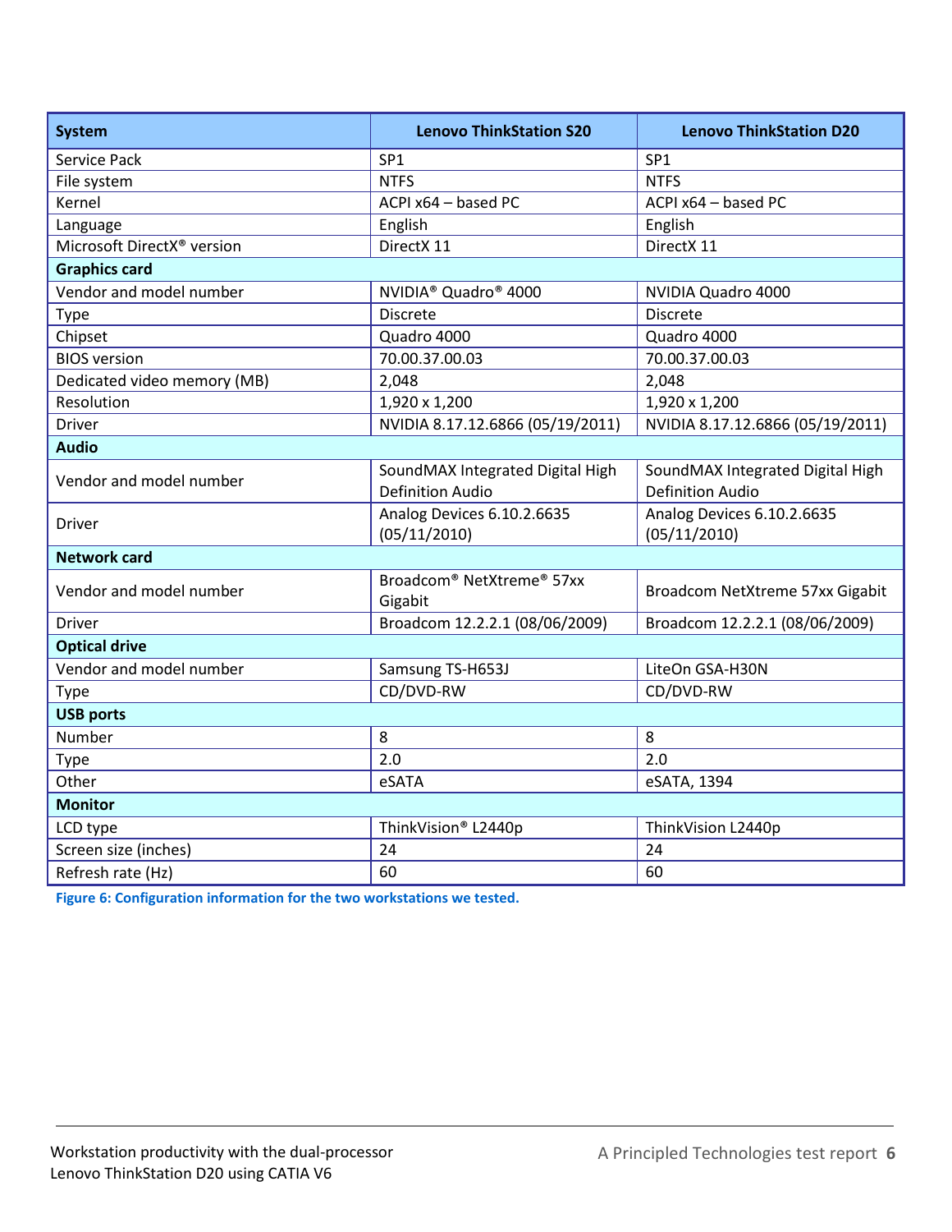| System | Lenovo ThinkStation S20 | Lenovo ThinkStation D20 |
|---|---|---|
| Service Pack | SP1 | SP1 |
| File system | NTFS | NTFS |
| Kernel | ACPI x64 – based PC | ACPI x64 – based PC |
| Language | English | English |
| Microsoft DirectX® version | DirectX 11 | DirectX 11 |
| **Graphics card** | | |
| Vendor and model number | NVIDIA® Quadro® 4000 | NVIDIA Quadro 4000 |
| Type | Discrete | Discrete |
| Chipset | Quadro 4000 | Quadro 4000 |
| BIOS version | 70.00.37.00.03 | 70.00.37.00.03 |
| Dedicated video memory (MB) | 2,048 | 2,048 |
| Resolution | 1,920 x 1,200 | 1,920 x 1,200 |
| Driver | NVIDIA 8.17.12.6866 (05/19/2011) | NVIDIA 8.17.12.6866 (05/19/2011) |
| **Audio** | | |
| Vendor and model number | SoundMAX Integrated Digital High Definition Audio | SoundMAX Integrated Digital High Definition Audio |
| Driver | Analog Devices 6.10.2.6635 (05/11/2010) | Analog Devices 6.10.2.6635 (05/11/2010) |
| **Network card** | | |
| Vendor and model number | Broadcom® NetXtreme® 57xx Gigabit | Broadcom NetXtreme 57xx Gigabit |
| Driver | Broadcom 12.2.2.1 (08/06/2009) | Broadcom 12.2.2.1 (08/06/2009) |
| **Optical drive** | | |
| Vendor and model number | Samsung TS-H653J | LiteOn GSA-H30N |
| Type | CD/DVD-RW | CD/DVD-RW |
| **USB ports** | | |
| Number | 8 | 8 |
| Type | 2.0 | 2.0 |
| Other | eSATA | eSATA, 1394 |
| **Monitor** | | |
| LCD type | ThinkVision® L2440p | ThinkVision L2440p |
| Screen size (inches) | 24 | 24 |
| Refresh rate (Hz) | 60 | 60 |

**Figure 6: Configuration information for the two workstations we tested.**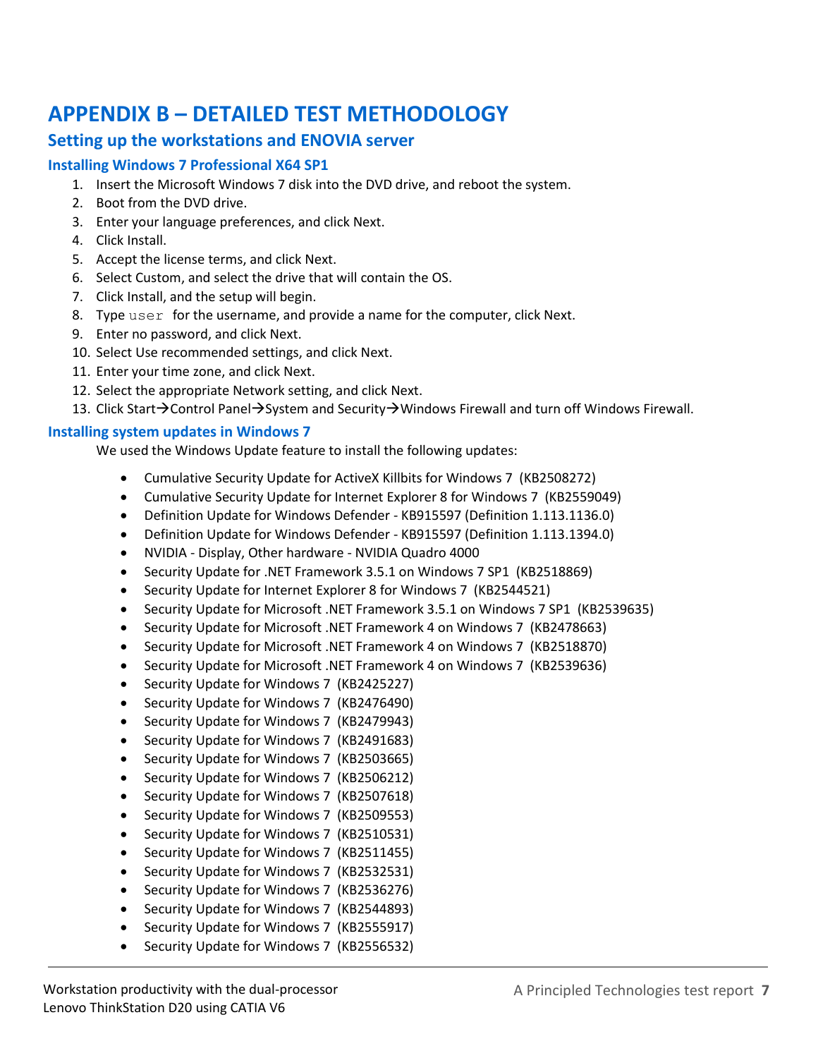# APPENDIX B – DETAILED TEST METHODOLOGY

## Setting up the workstations and ENOVIA server

### Installing Windows 7 Professional X64 SP1

1. Insert the Microsoft Windows 7 disk into the DVD drive, and reboot the system.
2. Boot from the DVD drive.
3. Enter your language preferences, and click Next.
4. Click Install.
5. Accept the license terms, and click Next.
6. Select Custom, and select the drive that will contain the OS.
7. Click Install, and the setup will begin.
8. Type `user` for the username, and provide a name for the computer, click Next.
9. Enter no password, and click Next.
10. Select Use recommended settings, and click Next.
11. Enter your time zone, and click Next.
12. Select the appropriate Network setting, and click Next.
13. Click Start→Control Panel→System and Security→Windows Firewall and turn off Windows Firewall.

### Installing system updates in Windows 7

We used the Windows Update feature to install the following updates:

- Cumulative Security Update for ActiveX Killbits for Windows 7 (KB2508272)
- Cumulative Security Update for Internet Explorer 8 for Windows 7 (KB2559049)
- Definition Update for Windows Defender - KB915597 (Definition 1.113.1136.0)
- Definition Update for Windows Defender - KB915597 (Definition 1.113.1394.0)
- NVIDIA - Display, Other hardware - NVIDIA Quadro 4000
- Security Update for .NET Framework 3.5.1 on Windows 7 SP1 (KB2518869)
- Security Update for Internet Explorer 8 for Windows 7 (KB2544521)
- Security Update for Microsoft .NET Framework 3.5.1 on Windows 7 SP1 (KB2539635)
- Security Update for Microsoft .NET Framework 4 on Windows 7 (KB2478663)
- Security Update for Microsoft .NET Framework 4 on Windows 7 (KB2518870)
- Security Update for Microsoft .NET Framework 4 on Windows 7 (KB2539636)
- Security Update for Windows 7 (KB2425227)
- Security Update for Windows 7 (KB2476490)
- Security Update for Windows 7 (KB2479943)
- Security Update for Windows 7 (KB2491683)
- Security Update for Windows 7 (KB2503665)
- Security Update for Windows 7 (KB2506212)
- Security Update for Windows 7 (KB2507618)
- Security Update for Windows 7 (KB2509553)
- Security Update for Windows 7 (KB2510531)
- Security Update for Windows 7 (KB2511455)
- Security Update for Windows 7 (KB2532531)
- Security Update for Windows 7 (KB2536276)
- Security Update for Windows 7 (KB2544893)
- Security Update for Windows 7 (KB2555917)
- Security Update for Windows 7 (KB2556532)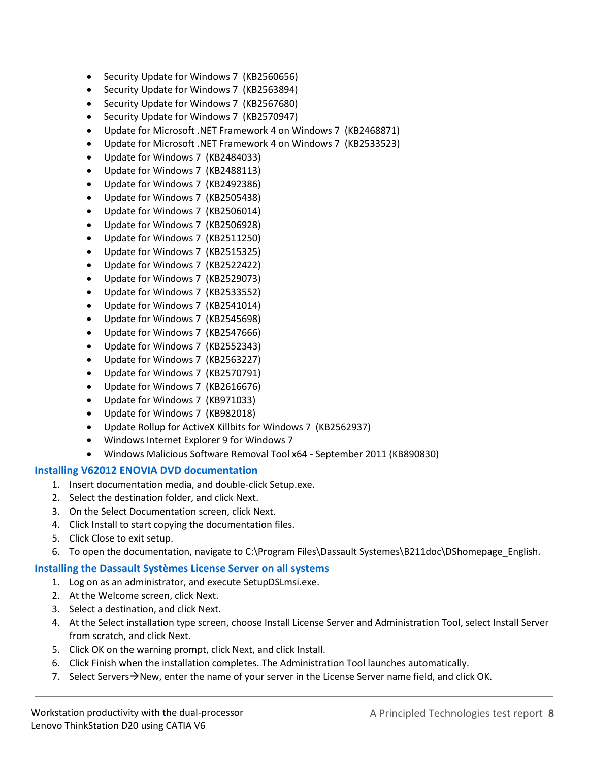- Security Update for Windows 7 (KB2560656)
- Security Update for Windows 7 (KB2563894)
- Security Update for Windows 7 (KB2567680)
- Security Update for Windows 7 (KB2570947)
- Update for Microsoft .NET Framework 4 on Windows 7 (KB2468871)
- Update for Microsoft .NET Framework 4 on Windows 7 (KB2533523)
- Update for Windows 7 (KB2484033)
- Update for Windows 7 (KB2488113)
- Update for Windows 7 (KB2492386)
- Update for Windows 7 (KB2505438)
- Update for Windows 7 (KB2506014)
- Update for Windows 7 (KB2506928)
- Update for Windows 7 (KB2511250)
- Update for Windows 7 (KB2515325)
- Update for Windows 7 (KB2522422)
- Update for Windows 7 (KB2529073)
- Update for Windows 7 (KB2533552)
- Update for Windows 7 (KB2541014)
- Update for Windows 7 (KB2545698)
- Update for Windows 7 (KB2547666)
- Update for Windows 7 (KB2552343)
- Update for Windows 7 (KB2563227)
- Update for Windows 7 (KB2570791)
- Update for Windows 7 (KB2616676)
- Update for Windows 7 (KB971033)
- Update for Windows 7 (KB982018)
- Update Rollup for ActiveX Killbits for Windows 7 (KB2562937)
- Windows Internet Explorer 9 for Windows 7
- Windows Malicious Software Removal Tool x64 - September 2011 (KB890830)

### Installing V62012 ENOVIA DVD documentation

1. Insert documentation media, and double-click Setup.exe.
2. Select the destination folder, and click Next.
3. On the Select Documentation screen, click Next.
4. Click Install to start copying the documentation files.
5. Click Close to exit setup.
6. To open the documentation, navigate to C:\Program Files\Dassault Systemes\B211doc\DShomepage_English.

### Installing the Dassault Systèmes License Server on all systems

1. Log on as an administrator, and execute SetupDSLmsi.exe.
2. At the Welcome screen, click Next.
3. Select a destination, and click Next.
4. At the Select installation type screen, choose Install License Server and Administration Tool, select Install Server from scratch, and click Next.
5. Click OK on the warning prompt, click Next, and click Install.
6. Click Finish when the installation completes. The Administration Tool launches automatically.
7. Select Servers→New, enter the name of your server in the License Server name field, and click OK.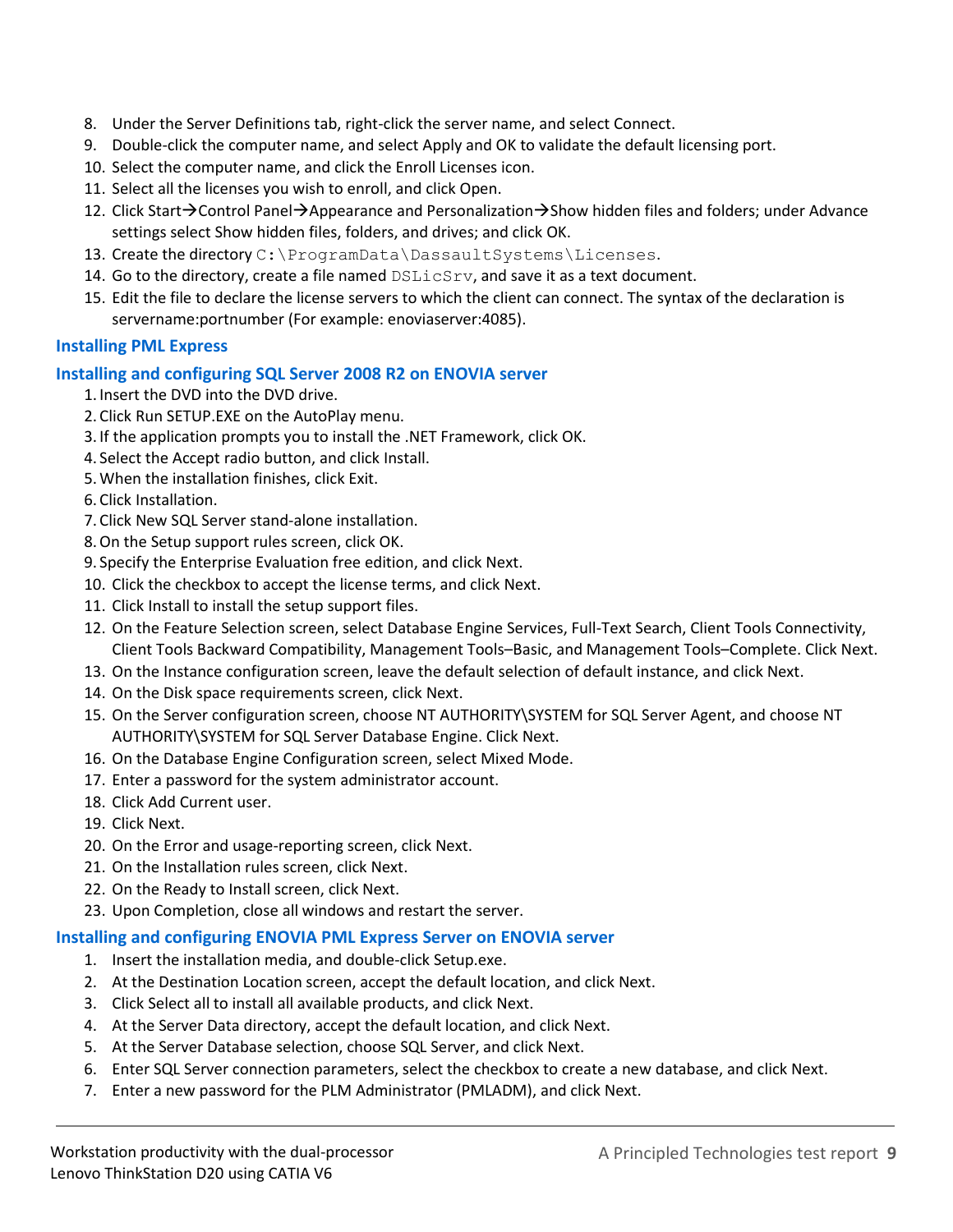8. Under the Server Definitions tab, right-click the server name, and select Connect.
9. Double-click the computer name, and select Apply and OK to validate the default licensing port.
10. Select the computer name, and click the Enroll Licenses icon.
11. Select all the licenses you wish to enroll, and click Open.
12. Click Start→Control Panel→Appearance and Personalization→Show hidden files and folders; under Advance settings select Show hidden files, folders, and drives; and click OK.
13. Create the directory `C:\ProgramData\DassaultSystems\Licenses`.
14. Go to the directory, create a file named `DSLicSrv`, and save it as a text document.
15. Edit the file to declare the license servers to which the client can connect. The syntax of the declaration is servername:portnumber (For example: enoviaserver:4085).

### Installing PML Express

### Installing and configuring SQL Server 2008 R2 on ENOVIA server

1. Insert the DVD into the DVD drive.
2. Click Run SETUP.EXE on the AutoPlay menu.
3. If the application prompts you to install the .NET Framework, click OK.
4. Select the Accept radio button, and click Install.
5. When the installation finishes, click Exit.
6. Click Installation.
7. Click New SQL Server stand-alone installation.
8. On the Setup support rules screen, click OK.
9. Specify the Enterprise Evaluation free edition, and click Next.
10. Click the checkbox to accept the license terms, and click Next.
11. Click Install to install the setup support files.
12. On the Feature Selection screen, select Database Engine Services, Full-Text Search, Client Tools Connectivity, Client Tools Backward Compatibility, Management Tools–Basic, and Management Tools–Complete. Click Next.
13. On the Instance configuration screen, leave the default selection of default instance, and click Next.
14. On the Disk space requirements screen, click Next.
15. On the Server configuration screen, choose NT AUTHORITY\SYSTEM for SQL Server Agent, and choose NT AUTHORITY\SYSTEM for SQL Server Database Engine. Click Next.
16. On the Database Engine Configuration screen, select Mixed Mode.
17. Enter a password for the system administrator account.
18. Click Add Current user.
19. Click Next.
20. On the Error and usage-reporting screen, click Next.
21. On the Installation rules screen, click Next.
22. On the Ready to Install screen, click Next.
23. Upon Completion, close all windows and restart the server.

### Installing and configuring ENOVIA PML Express Server on ENOVIA server

1. Insert the installation media, and double-click Setup.exe.
2. At the Destination Location screen, accept the default location, and click Next.
3. Click Select all to install all available products, and click Next.
4. At the Server Data directory, accept the default location, and click Next.
5. At the Server Database selection, choose SQL Server, and click Next.
6. Enter SQL Server connection parameters, select the checkbox to create a new database, and click Next.
7. Enter a new password for the PLM Administrator (PMLADM), and click Next.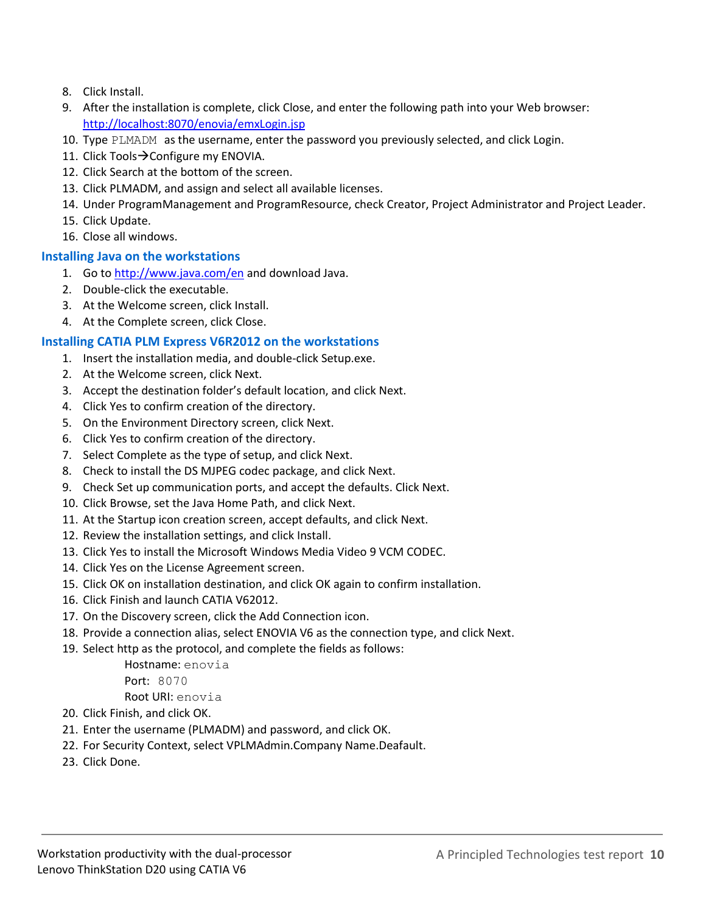8. Click Install.
9. After the installation is complete, click Close, and enter the following path into your Web browser: http://localhost:8070/enovia/emxLogin.jsp
10. Type `PLMADM` as the username, enter the password you previously selected, and click Login.
11. Click Tools→Configure my ENOVIA.
12. Click Search at the bottom of the screen.
13. Click PLMADM, and assign and select all available licenses.
14. Under ProgramManagement and ProgramResource, check Creator, Project Administrator and Project Leader.
15. Click Update.
16. Close all windows.

### Installing Java on the workstations

1. Go to http://www.java.com/en and download Java.
2. Double-click the executable.
3. At the Welcome screen, click Install.
4. At the Complete screen, click Close.

### Installing CATIA PLM Express V6R2012 on the workstations

1. Insert the installation media, and double-click Setup.exe.
2. At the Welcome screen, click Next.
3. Accept the destination folder's default location, and click Next.
4. Click Yes to confirm creation of the directory.
5. On the Environment Directory screen, click Next.
6. Click Yes to confirm creation of the directory.
7. Select Complete as the type of setup, and click Next.
8. Check to install the DS MJPEG codec package, and click Next.
9. Check Set up communication ports, and accept the defaults. Click Next.
10. Click Browse, set the Java Home Path, and click Next.
11. At the Startup icon creation screen, accept defaults, and click Next.
12. Review the installation settings, and click Install.
13. Click Yes to install the Microsoft Windows Media Video 9 VCM CODEC.
14. Click Yes on the License Agreement screen.
15. Click OK on installation destination, and click OK again to confirm installation.
16. Click Finish and launch CATIA V62012.
17. On the Discovery screen, click the Add Connection icon.
18. Provide a connection alias, select ENOVIA V6 as the connection type, and click Next.
19. Select http as the protocol, and complete the fields as follows:
    - Hostname: `enovia`
    - Port: `8070`
    - Root URI: `enovia`
20. Click Finish, and click OK.
21. Enter the username (PLMADM) and password, and click OK.
22. For Security Context, select VPLMAdmin.Company Name.Deafault.
23. Click Done.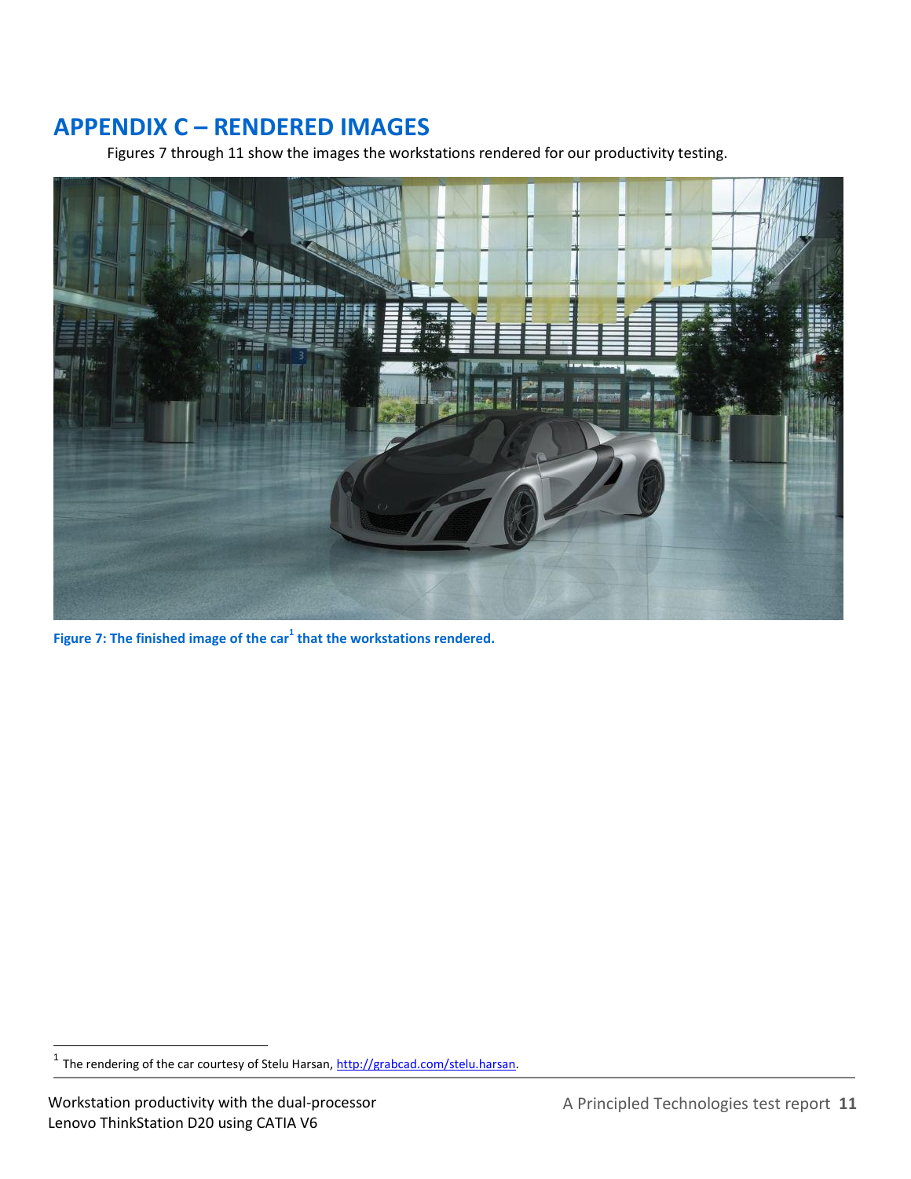# APPENDIX C – RENDERED IMAGES

Figures 7 through 11 show the images the workstations rendered for our productivity testing.

**Figure 7: The finished image of the car[1] that the workstations rendered.**

[1] The rendering of the car courtesy of Stelu Harsan, http://grabcad.com/stelu.harsan.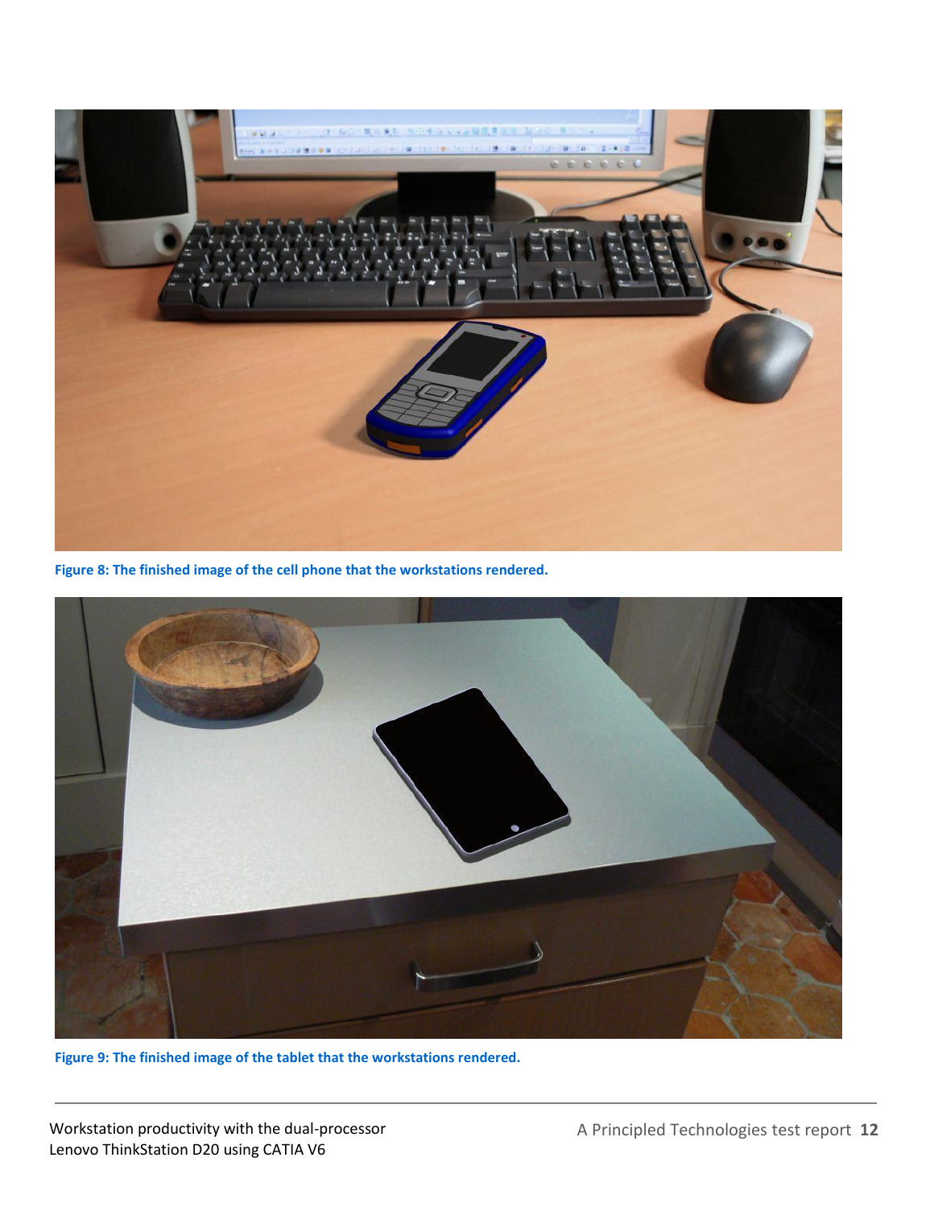Figure 8: The finished image of the cell phone that the workstations rendered.

Figure 9: The finished image of the tablet that the workstations rendered.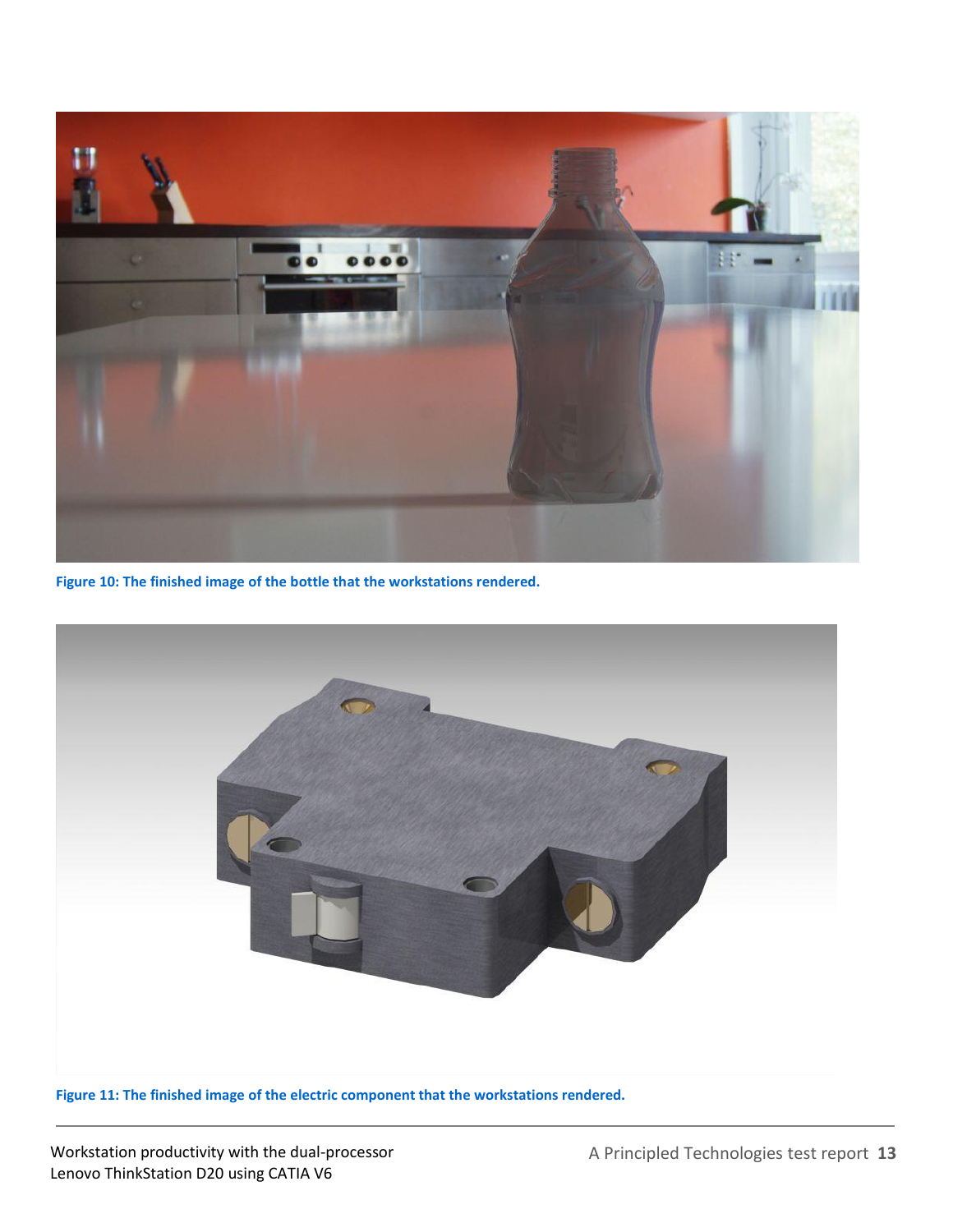Figure 10: The finished image of the bottle that the workstations rendered.

Figure 11: The finished image of the electric component that the workstations rendered.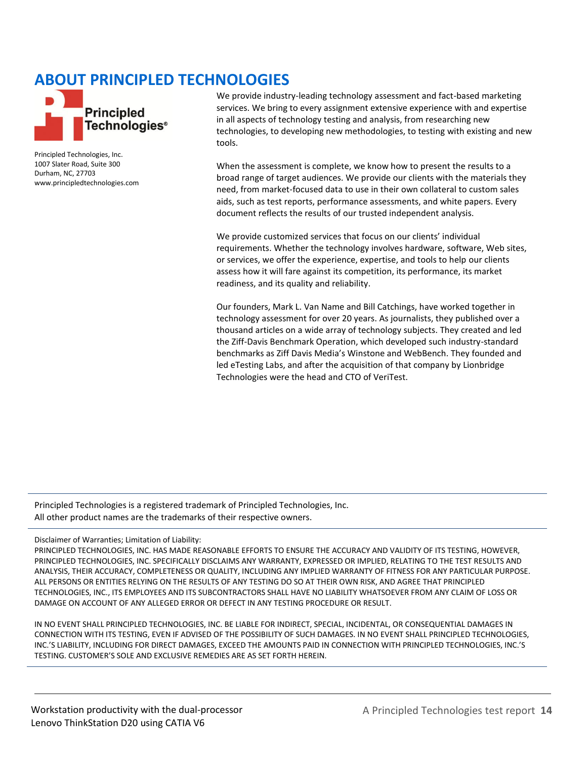## ABOUT PRINCIPLED TECHNOLOGIES

Principled Technologies, Inc.
1007 Slater Road, Suite 300
Durham, NC, 27703
www.principledtechnologies.com

We provide industry-leading technology assessment and fact-based marketing services. We bring to every assignment extensive experience with and expertise in all aspects of technology testing and analysis, from researching new technologies, to developing new methodologies, to testing with existing and new tools.

When the assessment is complete, we know how to present the results to a broad range of target audiences. We provide our clients with the materials they need, from market-focused data to use in their own collateral to custom sales aids, such as test reports, performance assessments, and white papers. Every document reflects the results of our trusted independent analysis.

We provide customized services that focus on our clients' individual requirements. Whether the technology involves hardware, software, Web sites, or services, we offer the experience, expertise, and tools to help our clients assess how it will fare against its competition, its performance, its market readiness, and its quality and reliability.

Our founders, Mark L. Van Name and Bill Catchings, have worked together in technology assessment for over 20 years. As journalists, they published over a thousand articles on a wide array of technology subjects. They created and led the Ziff-Davis Benchmark Operation, which developed such industry-standard benchmarks as Ziff Davis Media's Winstone and WebBench. They founded and led eTesting Labs, and after the acquisition of that company by Lionbridge Technologies were the head and CTO of VeriTest.

---

Principled Technologies is a registered trademark of Principled Technologies, Inc.
All other product names are the trademarks of their respective owners.

---

Disclaimer of Warranties; Limitation of Liability:
PRINCIPLED TECHNOLOGIES, INC. HAS MADE REASONABLE EFFORTS TO ENSURE THE ACCURACY AND VALIDITY OF ITS TESTING, HOWEVER, PRINCIPLED TECHNOLOGIES, INC. SPECIFICALLY DISCLAIMS ANY WARRANTY, EXPRESSED OR IMPLIED, RELATING TO THE TEST RESULTS AND ANALYSIS, THEIR ACCURACY, COMPLETENESS OR QUALITY, INCLUDING ANY IMPLIED WARRANTY OF FITNESS FOR ANY PARTICULAR PURPOSE. ALL PERSONS OR ENTITIES RELYING ON THE RESULTS OF ANY TESTING DO SO AT THEIR OWN RISK, AND AGREE THAT PRINCIPLED TECHNOLOGIES, INC., ITS EMPLOYEES AND ITS SUBCONTRACTORS SHALL HAVE NO LIABILITY WHATSOEVER FROM ANY CLAIM OF LOSS OR DAMAGE ON ACCOUNT OF ANY ALLEGED ERROR OR DEFECT IN ANY TESTING PROCEDURE OR RESULT.

IN NO EVENT SHALL PRINCIPLED TECHNOLOGIES, INC. BE LIABLE FOR INDIRECT, SPECIAL, INCIDENTAL, OR CONSEQUENTIAL DAMAGES IN CONNECTION WITH ITS TESTING, EVEN IF ADVISED OF THE POSSIBILITY OF SUCH DAMAGES. IN NO EVENT SHALL PRINCIPLED TECHNOLOGIES, INC.'S LIABILITY, INCLUDING FOR DIRECT DAMAGES, EXCEED THE AMOUNTS PAID IN CONNECTION WITH PRINCIPLED TECHNOLOGIES, INC.'S TESTING. CUSTOMER'S SOLE AND EXCLUSIVE REMEDIES ARE AS SET FORTH HEREIN.